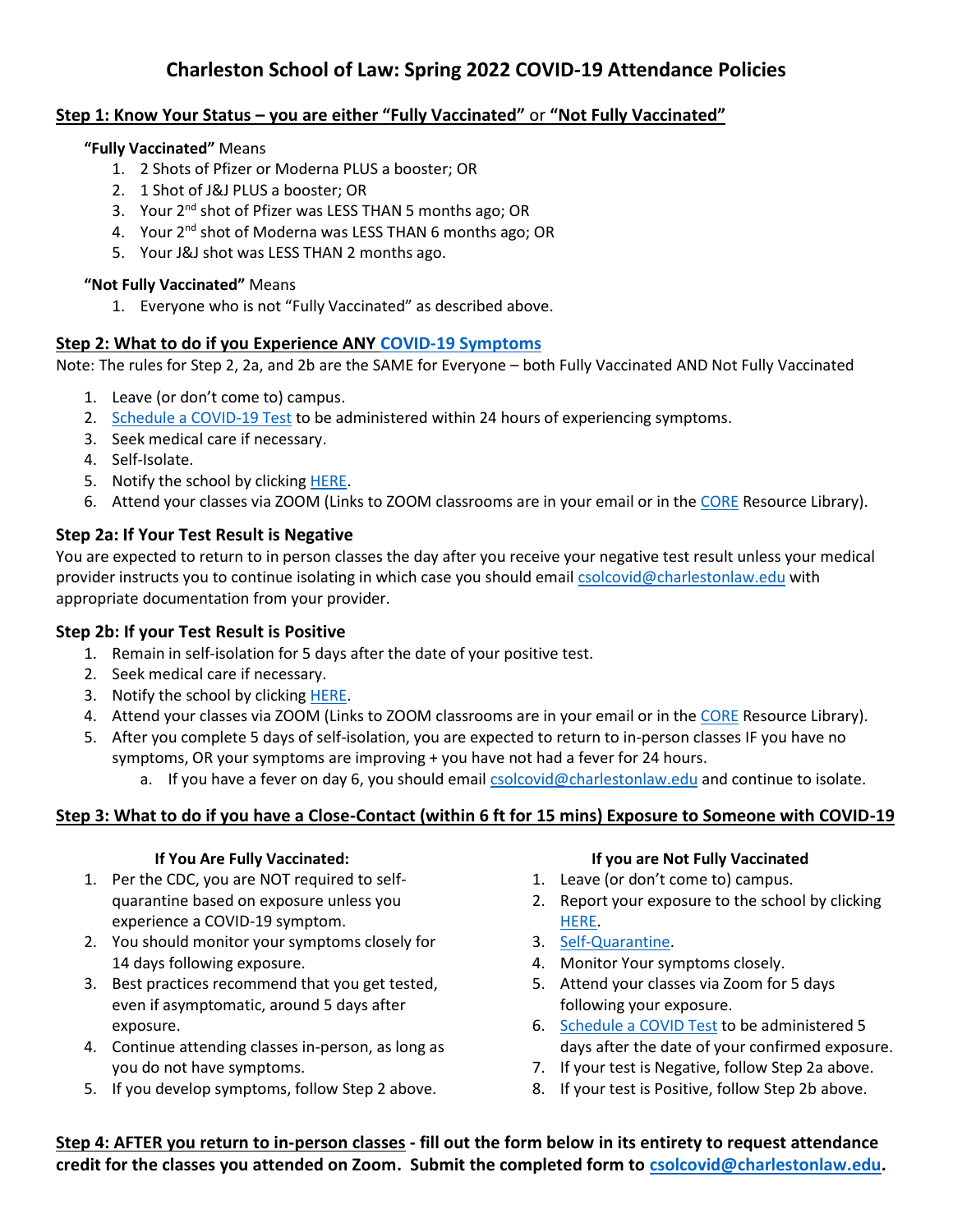# Charleston School of Law: Spring 2022 COVID-19 Attendance Policies

## Step 1: Know Your Status – you are either "Fully Vaccinated" or "Not Fully Vaccinated"

**"Fully Vaccinated"** Means

1. 2 Shots of Pfizer or Moderna PLUS a booster; OR
2. 1 Shot of J&J PLUS a booster; OR
3. Your 2nd shot of Pfizer was LESS THAN 5 months ago; OR
4. Your 2nd shot of Moderna was LESS THAN 6 months ago; OR
5. Your J&J shot was LESS THAN 2 months ago.

**"Not Fully Vaccinated"** Means

1. Everyone who is not "Fully Vaccinated" as described above.

## Step 2: What to do if you Experience ANY COVID-19 Symptoms

Note: The rules for Step 2, 2a, and 2b are the SAME for Everyone – both Fully Vaccinated AND Not Fully Vaccinated

1. Leave (or don't come to) campus.
2. Schedule a COVID-19 Test to be administered within 24 hours of experiencing symptoms.
3. Seek medical care if necessary.
4. Self-Isolate.
5. Notify the school by clicking HERE.
6. Attend your classes via ZOOM (Links to ZOOM classrooms are in your email or in the CORE Resource Library).

### Step 2a: If Your Test Result is Negative

You are expected to return to in person classes the day after you receive your negative test result unless your medical provider instructs you to continue isolating in which case you should email csolcovid@charlestonlaw.edu with appropriate documentation from your provider.

### Step 2b: If your Test Result is Positive

1. Remain in self-isolation for 5 days after the date of your positive test.
2. Seek medical care if necessary.
3. Notify the school by clicking HERE.
4. Attend your classes via ZOOM (Links to ZOOM classrooms are in your email or in the CORE Resource Library).
5. After you complete 5 days of self-isolation, you are expected to return to in-person classes IF you have no symptoms, OR your symptoms are improving + you have not had a fever for 24 hours.
   a. If you have a fever on day 6, you should email csolcovid@charlestonlaw.edu and continue to isolate.

## Step 3: What to do if you have a Close-Contact (within 6 ft for 15 mins) Exposure to Someone with COVID-19

**If You Are Fully Vaccinated:**

1. Per the CDC, you are NOT required to self-quarantine based on exposure unless you experience a COVID-19 symptom.
2. You should monitor your symptoms closely for 14 days following exposure.
3. Best practices recommend that you get tested, even if asymptomatic, around 5 days after exposure.
4. Continue attending classes in-person, as long as you do not have symptoms.
5. If you develop symptoms, follow Step 2 above.

**If you are Not Fully Vaccinated**

1. Leave (or don't come to) campus.
2. Report your exposure to the school by clicking HERE.
3. Self-Quarantine.
4. Monitor Your symptoms closely.
5. Attend your classes via Zoom for 5 days following your exposure.
6. Schedule a COVID Test to be administered 5 days after the date of your confirmed exposure.
7. If your test is Negative, follow Step 2a above.
8. If your test is Positive, follow Step 2b above.

**Step 4: AFTER you return to in-person classes - fill out the form below in its entirety to request attendance credit for the classes you attended on Zoom. Submit the completed form to csolcovid@charlestonlaw.edu.**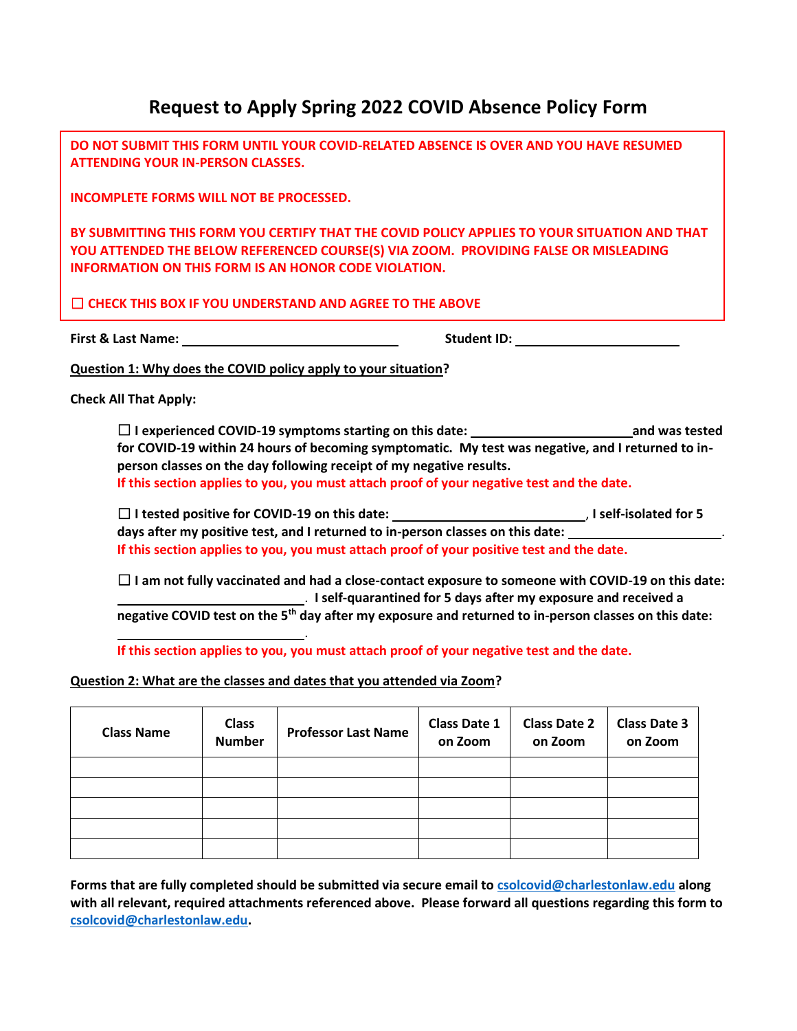# Request to Apply Spring 2022 COVID Absence Policy Form

**DO NOT SUBMIT THIS FORM UNTIL YOUR COVID-RELATED ABSENCE IS OVER AND YOU HAVE RESUMED ATTENDING YOUR IN-PERSON CLASSES.**

**INCOMPLETE FORMS WILL NOT BE PROCESSED.**

**BY SUBMITTING THIS FORM YOU CERTIFY THAT THE COVID POLICY APPLIES TO YOUR SITUATION AND THAT YOU ATTENDED THE BELOW REFERENCED COURSE(S) VIA ZOOM. PROVIDING FALSE OR MISLEADING INFORMATION ON THIS FORM IS AN HONOR CODE VIOLATION.**

☐ **CHECK THIS BOX IF YOU UNDERSTAND AND AGREE TO THE ABOVE**

**First & Last Name:** ______________________________ **Student ID:** ______________________

**Question 1: Why does the COVID policy apply to your situation?**

**Check All That Apply:**

☐ **I experienced COVID-19 symptoms starting on this date:** ______________________ **and was tested for COVID-19 within 24 hours of becoming symptomatic. My test was negative, and I returned to in-person classes on the day following receipt of my negative results.**
**If this section applies to you, you must attach proof of your negative test and the date.**

☐ **I tested positive for COVID-19 on this date:** __________________________, **I self-isolated for 5 days after my positive test, and I returned to in-person classes on this date:** ______________________.
**If this section applies to you, you must attach proof of your positive test and the date.**

☐ **I am not fully vaccinated and had a close-contact exposure to someone with COVID-19 on this date:** __________________________. **I self-quarantined for 5 days after my exposure and received a negative COVID test on the 5th day after my exposure and returned to in-person classes on this date:** __________________________.

**If this section applies to you, you must attach proof of your negative test and the date.**

**Question 2: What are the classes and dates that you attended via Zoom?**

| Class Name | Class Number | Professor Last Name | Class Date 1 on Zoom | Class Date 2 on Zoom | Class Date 3 on Zoom |
|---|---|---|---|---|---|
| | | | | | |
| | | | | | |
| | | | | | |
| | | | | | |
| | | | | | |

**Forms that are fully completed should be submitted via secure email to [csolcovid@charlestonlaw.edu](mailto:csolcovid@charlestonlaw.edu) along with all relevant, required attachments referenced above. Please forward all questions regarding this form to [csolcovid@charlestonlaw.edu](mailto:csolcovid@charlestonlaw.edu).**